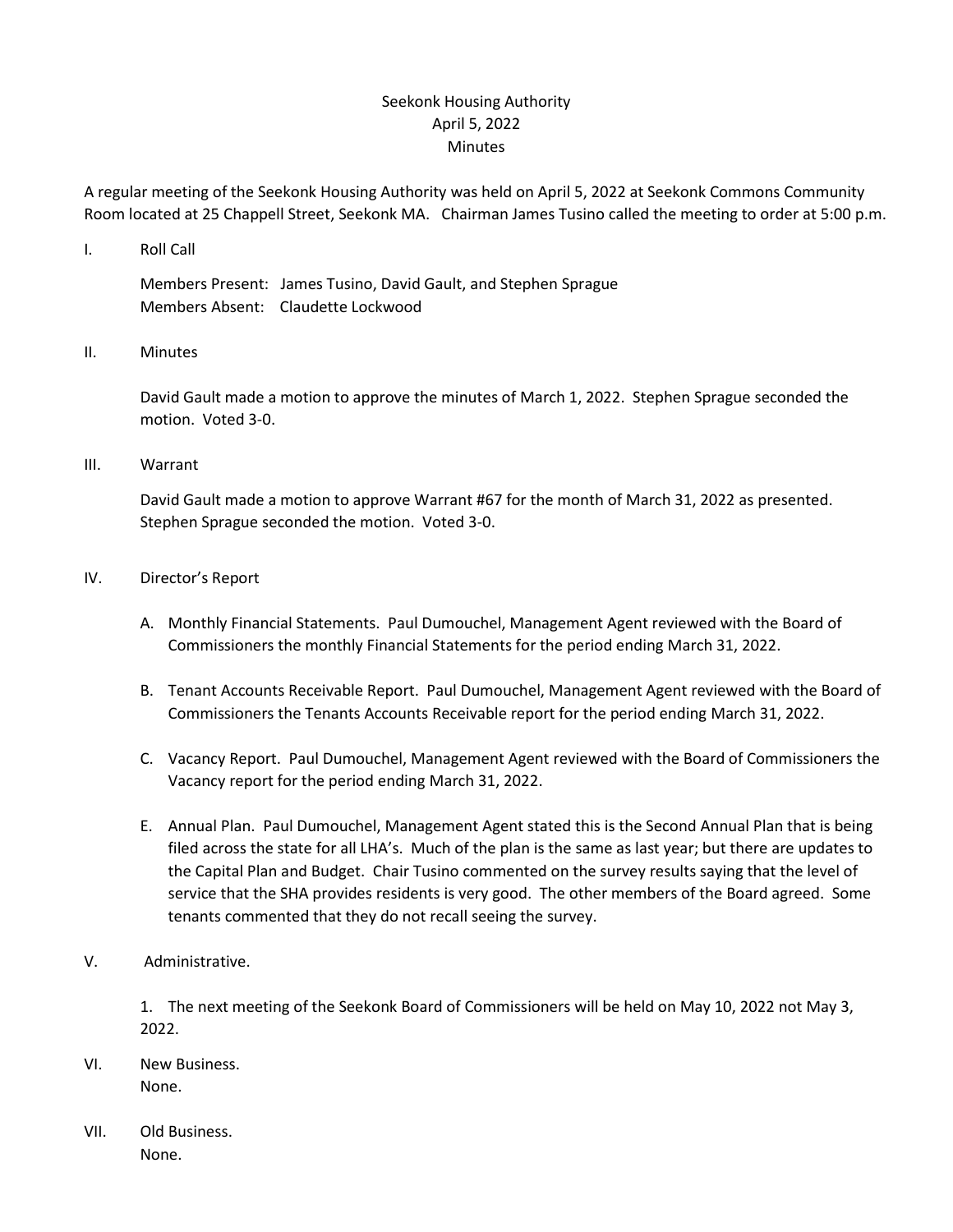# Seekonk Housing Authority
## April 5, 2022
## Minutes

A regular meeting of the Seekonk Housing Authority was held on April 5, 2022 at Seekonk Commons Community Room located at 25 Chappell Street, Seekonk MA. Chairman James Tusino called the meeting to order at 5:00 p.m.

I. Roll Call

Members Present: James Tusino, David Gault, and Stephen Sprague
Members Absent: Claudette Lockwood

II. Minutes

David Gault made a motion to approve the minutes of March 1, 2022. Stephen Sprague seconded the motion. Voted 3-0.

III. Warrant

David Gault made a motion to approve Warrant #67 for the month of March 31, 2022 as presented. Stephen Sprague seconded the motion. Voted 3-0.

IV. Director's Report

A. Monthly Financial Statements. Paul Dumouchel, Management Agent reviewed with the Board of Commissioners the monthly Financial Statements for the period ending March 31, 2022.

B. Tenant Accounts Receivable Report. Paul Dumouchel, Management Agent reviewed with the Board of Commissioners the Tenants Accounts Receivable report for the period ending March 31, 2022.

C. Vacancy Report. Paul Dumouchel, Management Agent reviewed with the Board of Commissioners the Vacancy report for the period ending March 31, 2022.

E. Annual Plan. Paul Dumouchel, Management Agent stated this is the Second Annual Plan that is being filed across the state for all LHA's. Much of the plan is the same as last year; but there are updates to the Capital Plan and Budget. Chair Tusino commented on the survey results saying that the level of service that the SHA provides residents is very good. The other members of the Board agreed. Some tenants commented that they do not recall seeing the survey.

V. Administrative.

1. The next meeting of the Seekonk Board of Commissioners will be held on May 10, 2022 not May 3, 2022.

VI. New Business.
None.

VII. Old Business.
None.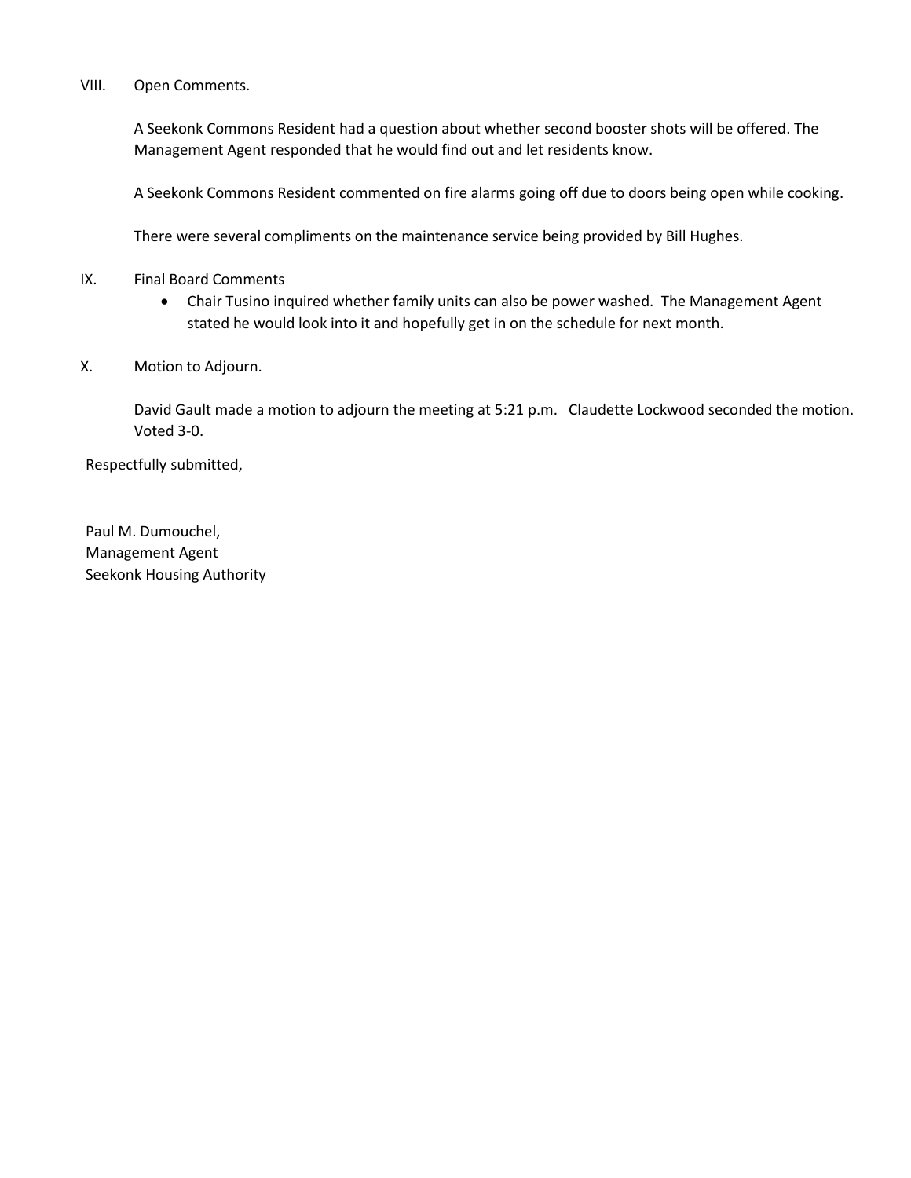VIII. Open Comments.

A Seekonk Commons Resident had a question about whether second booster shots will be offered. The Management Agent responded that he would find out and let residents know.

A Seekonk Commons Resident commented on fire alarms going off due to doors being open while cooking.

There were several compliments on the maintenance service being provided by Bill Hughes.

IX. Final Board Comments

- Chair Tusino inquired whether family units can also be power washed. The Management Agent stated he would look into it and hopefully get in on the schedule for next month.

X. Motion to Adjourn.

David Gault made a motion to adjourn the meeting at 5:21 p.m. Claudette Lockwood seconded the motion. Voted 3-0.

Respectfully submitted,

Paul M. Dumouchel,
Management Agent
Seekonk Housing Authority